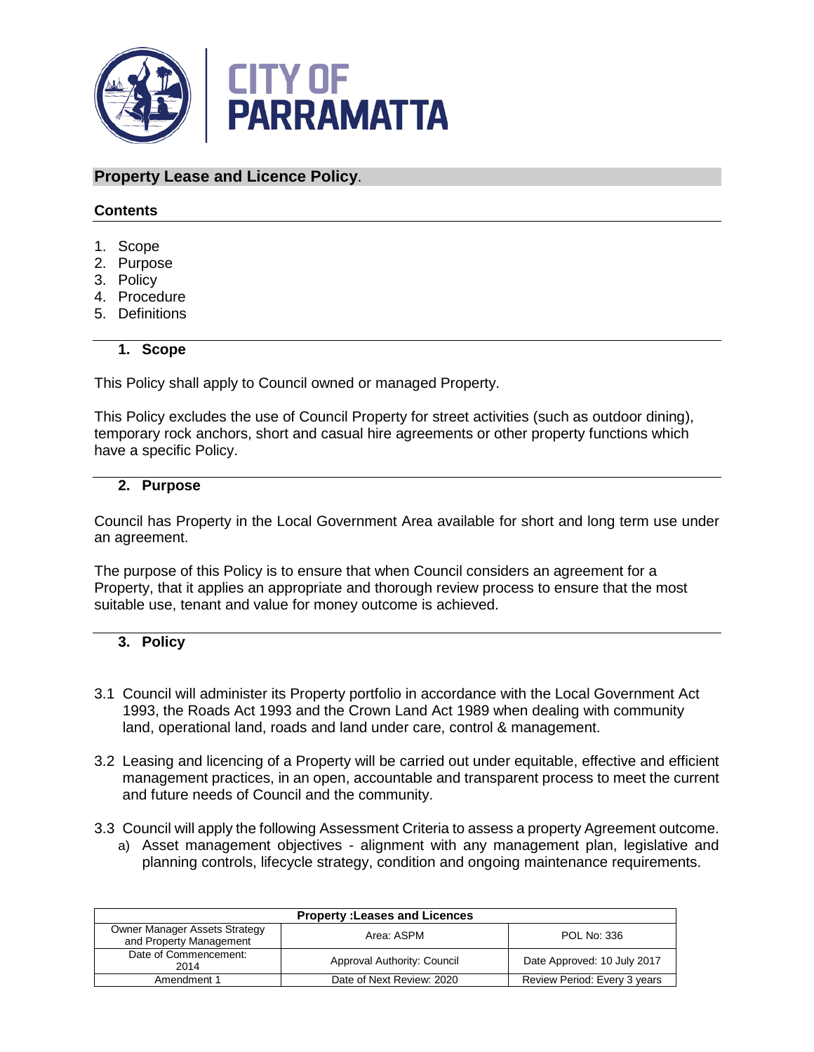CITY OF PARRAMATTA

# Property Lease and Licence Policy.

**Contents**

1. Scope
2. Purpose
3. Policy
4. Procedure
5. Definitions

## 1. Scope

This Policy shall apply to Council owned or managed Property.

This Policy excludes the use of Council Property for street activities (such as outdoor dining), temporary rock anchors, short and casual hire agreements or other property functions which have a specific Policy.

## 2. Purpose

Council has Property in the Local Government Area available for short and long term use under an agreement.

The purpose of this Policy is to ensure that when Council considers an agreement for a Property, that it applies an appropriate and thorough review process to ensure that the most suitable use, tenant and value for money outcome is achieved.

## 3. Policy

3.1 Council will administer its Property portfolio in accordance with the Local Government Act 1993, the Roads Act 1993 and the Crown Land Act 1989 when dealing with community land, operational land, roads and land under care, control & management.

3.2 Leasing and licencing of a Property will be carried out under equitable, effective and efficient management practices, in an open, accountable and transparent process to meet the current and future needs of Council and the community.

3.3 Council will apply the following Assessment Criteria to assess a property Agreement outcome.

a) Asset management objectives - alignment with any management plan, legislative and planning controls, lifecycle strategy, condition and ongoing maintenance requirements.

| Property :Leases and Licences | | |
|---|---|---|
| Owner Manager Assets Strategy and Property Management | Area: ASPM | POL No: 336 |
| Date of Commencement: 2014 | Approval Authority: Council | Date Approved: 10 July 2017 |
| Amendment 1 | Date of Next Review: 2020 | Review Period: Every 3 years |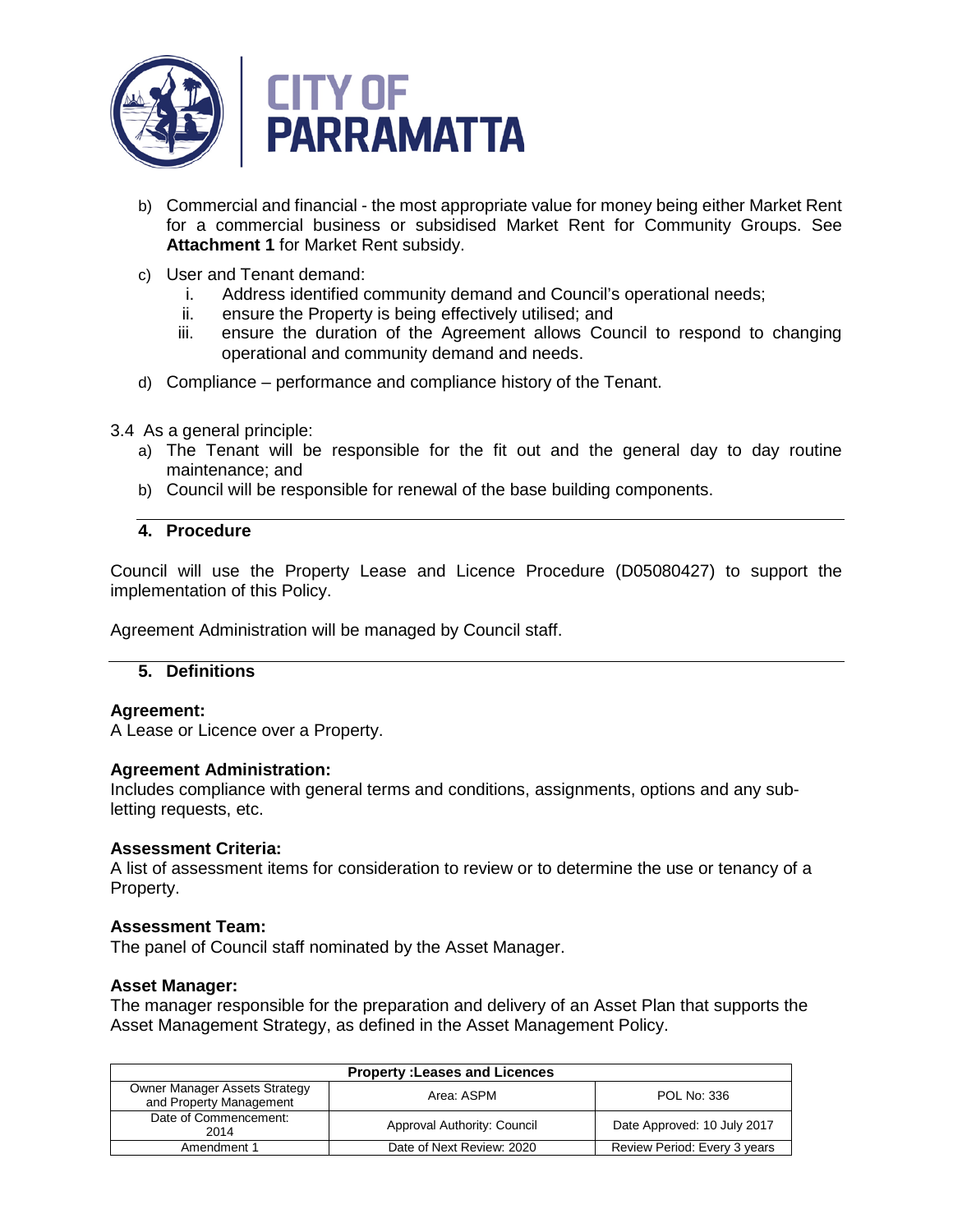b) Commercial and financial - the most appropriate value for money being either Market Rent for a commercial business or subsidised Market Rent for Community Groups. See **Attachment 1** for Market Rent subsidy.

c) User and Tenant demand:
   i. Address identified community demand and Council's operational needs;
   ii. ensure the Property is being effectively utilised; and
   iii. ensure the duration of the Agreement allows Council to respond to changing operational and community demand and needs.

d) Compliance – performance and compliance history of the Tenant.

3.4 As a general principle:

a) The Tenant will be responsible for the fit out and the general day to day routine maintenance; and
b) Council will be responsible for renewal of the base building components.

## 4. Procedure

Council will use the Property Lease and Licence Procedure (D05080427) to support the implementation of this Policy.

Agreement Administration will be managed by Council staff.

## 5. Definitions

**Agreement:**
A Lease or Licence over a Property.

**Agreement Administration:**
Includes compliance with general terms and conditions, assignments, options and any sub-letting requests, etc.

**Assessment Criteria:**
A list of assessment items for consideration to review or to determine the use or tenancy of a Property.

**Assessment Team:**
The panel of Council staff nominated by the Asset Manager.

**Asset Manager:**
The manager responsible for the preparation and delivery of an Asset Plan that supports the Asset Management Strategy, as defined in the Asset Management Policy.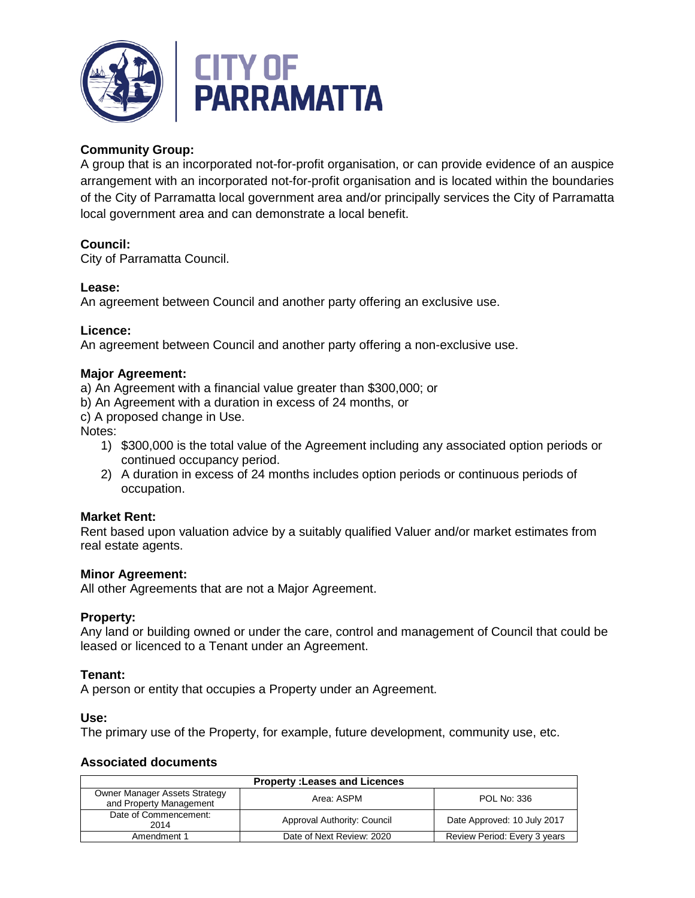**Community Group:**
A group that is an incorporated not-for-profit organisation, or can provide evidence of an auspice arrangement with an incorporated not-for-profit organisation and is located within the boundaries of the City of Parramatta local government area and/or principally services the City of Parramatta local government area and can demonstrate a local benefit.

**Council:**
City of Parramatta Council.

**Lease:**
An agreement between Council and another party offering an exclusive use.

**Licence:**
An agreement between Council and another party offering a non-exclusive use.

**Major Agreement:**
a) An Agreement with a financial value greater than $300,000; or
b) An Agreement with a duration in excess of 24 months, or
c) A proposed change in Use.

Notes:

1) $300,000 is the total value of the Agreement including any associated option periods or continued occupancy period.
2) A duration in excess of 24 months includes option periods or continuous periods of occupation.

**Market Rent:**
Rent based upon valuation advice by a suitably qualified Valuer and/or market estimates from real estate agents.

**Minor Agreement:**
All other Agreements that are not a Major Agreement.

**Property:**
Any land or building owned or under the care, control and management of Council that could be leased or licenced to a Tenant under an Agreement.

**Tenant:**
A person or entity that occupies a Property under an Agreement.

**Use:**
The primary use of the Property, for example, future development, community use, etc.

### Associated documents

| Property :Leases and Licences | | |
|---|---|---|
| Owner Manager Assets Strategy and Property Management | Area: ASPM | POL No: 336 |
| Date of Commencement: 2014 | Approval Authority: Council | Date Approved: 10 July 2017 |
| Amendment 1 | Date of Next Review: 2020 | Review Period: Every 3 years |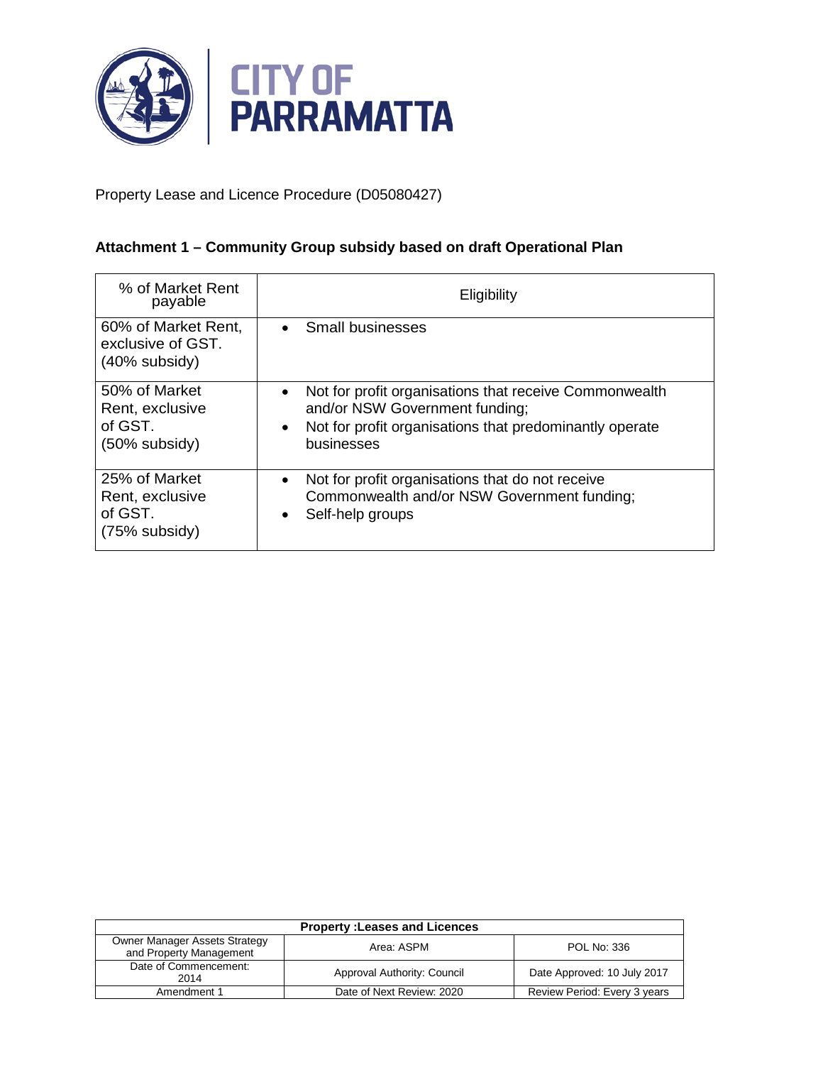Property Lease and Licence Procedure (D05080427)

**Attachment 1 – Community Group subsidy based on draft Operational Plan**

| % of Market Rent payable | Eligibility |
|---|---|
| 60% of Market Rent, exclusive of GST. (40% subsidy) | • Small businesses |
| 50% of Market Rent, exclusive of GST. (50% subsidy) | • Not for profit organisations that receive Commonwealth and/or NSW Government funding;<br>• Not for profit organisations that predominantly operate businesses |
| 25% of Market Rent, exclusive of GST. (75% subsidy) | • Not for profit organisations that do not receive Commonwealth and/or NSW Government funding;<br>• Self-help groups |

| Property :Leases and Licences | | |
|---|---|---|
| Owner Manager Assets Strategy and Property Management | Area: ASPM | POL No: 336 |
| Date of Commencement: 2014 | Approval Authority: Council | Date Approved: 10 July 2017 |
| Amendment 1 | Date of Next Review: 2020 | Review Period: Every 3 years |